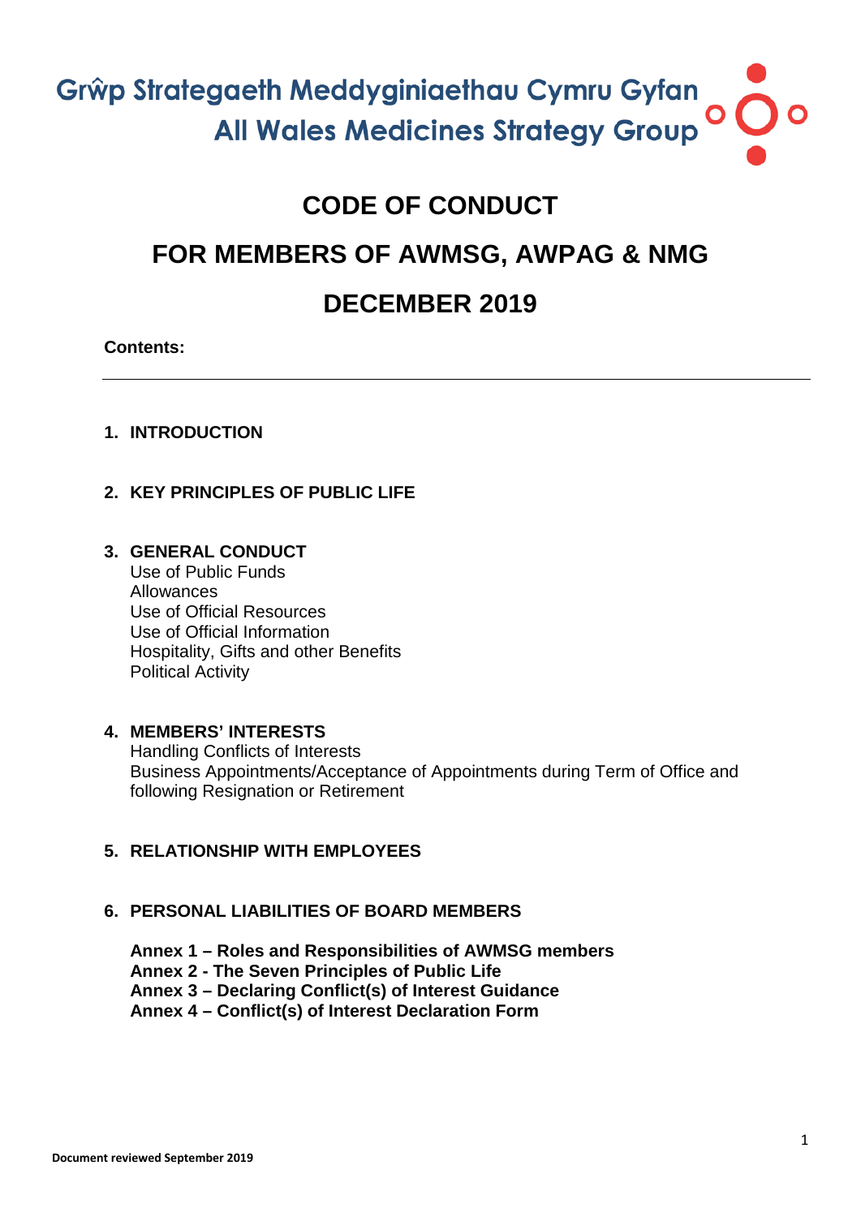Grŵp Strategaeth Meddyginiaethau Cymru Gyfan
All Wales Medicines Strategy Group

# CODE OF CONDUCT

# FOR MEMBERS OF AWMSG, AWPAG & NMG

# DECEMBER 2019

**Contents:**

---

1. **INTRODUCTION**

2. **KEY PRINCIPLES OF PUBLIC LIFE**

3. **GENERAL CONDUCT**
   Use of Public Funds
   Allowances
   Use of Official Resources
   Use of Official Information
   Hospitality, Gifts and other Benefits
   Political Activity

4. **MEMBERS' INTERESTS**
   Handling Conflicts of Interests
   Business Appointments/Acceptance of Appointments during Term of Office and following Resignation or Retirement

5. **RELATIONSHIP WITH EMPLOYEES**

6. **PERSONAL LIABILITIES OF BOARD MEMBERS**

   **Annex 1 – Roles and Responsibilities of AWMSG members**
   **Annex 2 - The Seven Principles of Public Life**
   **Annex 3 – Declaring Conflict(s) of Interest Guidance**
   **Annex 4 – Conflict(s) of Interest Declaration Form**

**Document reviewed September 2019**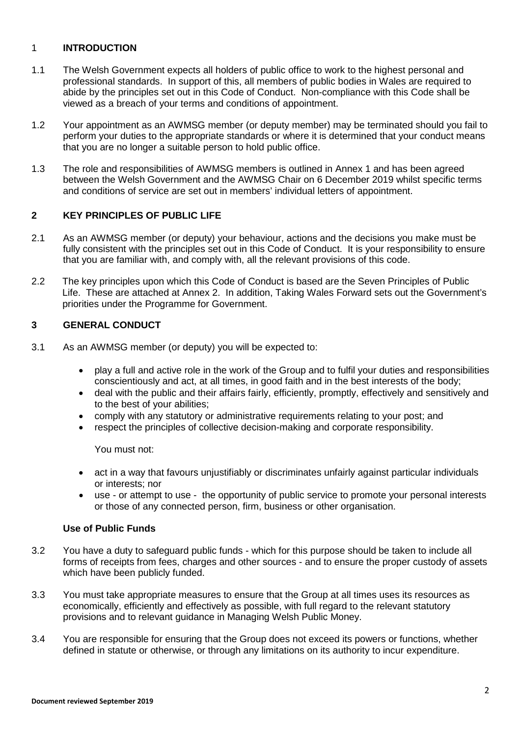## 1 INTRODUCTION

1.1 The Welsh Government expects all holders of public office to work to the highest personal and professional standards. In support of this, all members of public bodies in Wales are required to abide by the principles set out in this Code of Conduct. Non-compliance with this Code shall be viewed as a breach of your terms and conditions of appointment.

1.2 Your appointment as an AWMSG member (or deputy member) may be terminated should you fail to perform your duties to the appropriate standards or where it is determined that your conduct means that you are no longer a suitable person to hold public office.

1.3 The role and responsibilities of AWMSG members is outlined in Annex 1 and has been agreed between the Welsh Government and the AWMSG Chair on 6 December 2019 whilst specific terms and conditions of service are set out in members' individual letters of appointment.

## 2 KEY PRINCIPLES OF PUBLIC LIFE

2.1 As an AWMSG member (or deputy) your behaviour, actions and the decisions you make must be fully consistent with the principles set out in this Code of Conduct. It is your responsibility to ensure that you are familiar with, and comply with, all the relevant provisions of this code.

2.2 The key principles upon which this Code of Conduct is based are the Seven Principles of Public Life. These are attached at Annex 2. In addition, Taking Wales Forward sets out the Government's priorities under the Programme for Government.

## 3 GENERAL CONDUCT

3.1 As an AWMSG member (or deputy) you will be expected to:

- play a full and active role in the work of the Group and to fulfil your duties and responsibilities conscientiously and act, at all times, in good faith and in the best interests of the body;
- deal with the public and their affairs fairly, efficiently, promptly, effectively and sensitively and to the best of your abilities;
- comply with any statutory or administrative requirements relating to your post; and
- respect the principles of collective decision-making and corporate responsibility.

You must not:

- act in a way that favours unjustifiably or discriminates unfairly against particular individuals or interests; nor
- use - or attempt to use - the opportunity of public service to promote your personal interests or those of any connected person, firm, business or other organisation.

### Use of Public Funds

3.2 You have a duty to safeguard public funds - which for this purpose should be taken to include all forms of receipts from fees, charges and other sources - and to ensure the proper custody of assets which have been publicly funded.

3.3 You must take appropriate measures to ensure that the Group at all times uses its resources as economically, efficiently and effectively as possible, with full regard to the relevant statutory provisions and to relevant guidance in Managing Welsh Public Money.

3.4 You are responsible for ensuring that the Group does not exceed its powers or functions, whether defined in statute or otherwise, or through any limitations on its authority to incur expenditure.

**Document reviewed September 2019**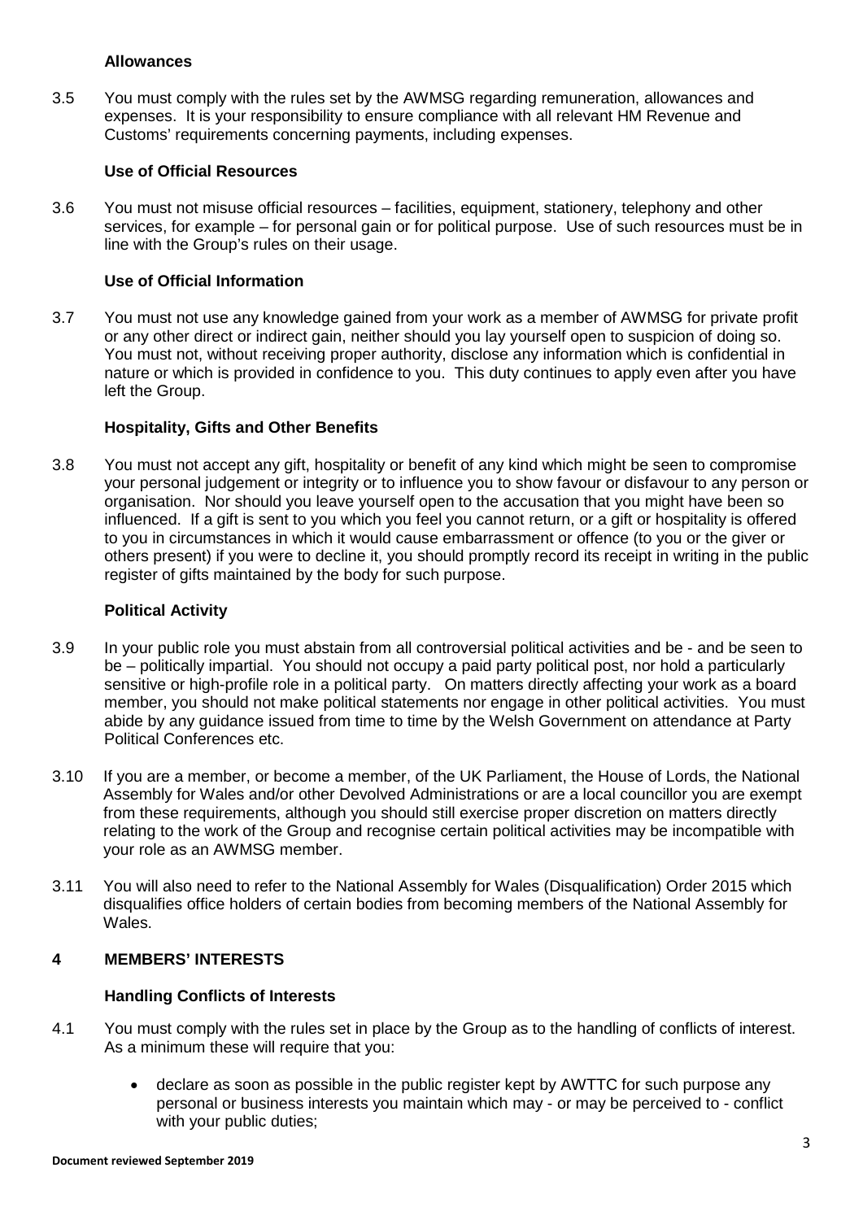### Allowances

3.5 You must comply with the rules set by the AWMSG regarding remuneration, allowances and expenses. It is your responsibility to ensure compliance with all relevant HM Revenue and Customs' requirements concerning payments, including expenses.

### Use of Official Resources

3.6 You must not misuse official resources – facilities, equipment, stationery, telephony and other services, for example – for personal gain or for political purpose. Use of such resources must be in line with the Group's rules on their usage.

### Use of Official Information

3.7 You must not use any knowledge gained from your work as a member of AWMSG for private profit or any other direct or indirect gain, neither should you lay yourself open to suspicion of doing so. You must not, without receiving proper authority, disclose any information which is confidential in nature or which is provided in confidence to you. This duty continues to apply even after you have left the Group.

### Hospitality, Gifts and Other Benefits

3.8 You must not accept any gift, hospitality or benefit of any kind which might be seen to compromise your personal judgement or integrity or to influence you to show favour or disfavour to any person or organisation. Nor should you leave yourself open to the accusation that you might have been so influenced. If a gift is sent to you which you feel you cannot return, or a gift or hospitality is offered to you in circumstances in which it would cause embarrassment or offence (to you or the giver or others present) if you were to decline it, you should promptly record its receipt in writing in the public register of gifts maintained by the body for such purpose.

### Political Activity

3.9 In your public role you must abstain from all controversial political activities and be - and be seen to be – politically impartial. You should not occupy a paid party political post, nor hold a particularly sensitive or high-profile role in a political party. On matters directly affecting your work as a board member, you should not make political statements nor engage in other political activities. You must abide by any guidance issued from time to time by the Welsh Government on attendance at Party Political Conferences etc.

3.10 If you are a member, or become a member, of the UK Parliament, the House of Lords, the National Assembly for Wales and/or other Devolved Administrations or are a local councillor you are exempt from these requirements, although you should still exercise proper discretion on matters directly relating to the work of the Group and recognise certain political activities may be incompatible with your role as an AWMSG member.

3.11 You will also need to refer to the National Assembly for Wales (Disqualification) Order 2015 which disqualifies office holders of certain bodies from becoming members of the National Assembly for Wales.

## 4 MEMBERS' INTERESTS

### Handling Conflicts of Interests

4.1 You must comply with the rules set in place by the Group as to the handling of conflicts of interest. As a minimum these will require that you:

- declare as soon as possible in the public register kept by AWTTC for such purpose any personal or business interests you maintain which may - or may be perceived to - conflict with your public duties;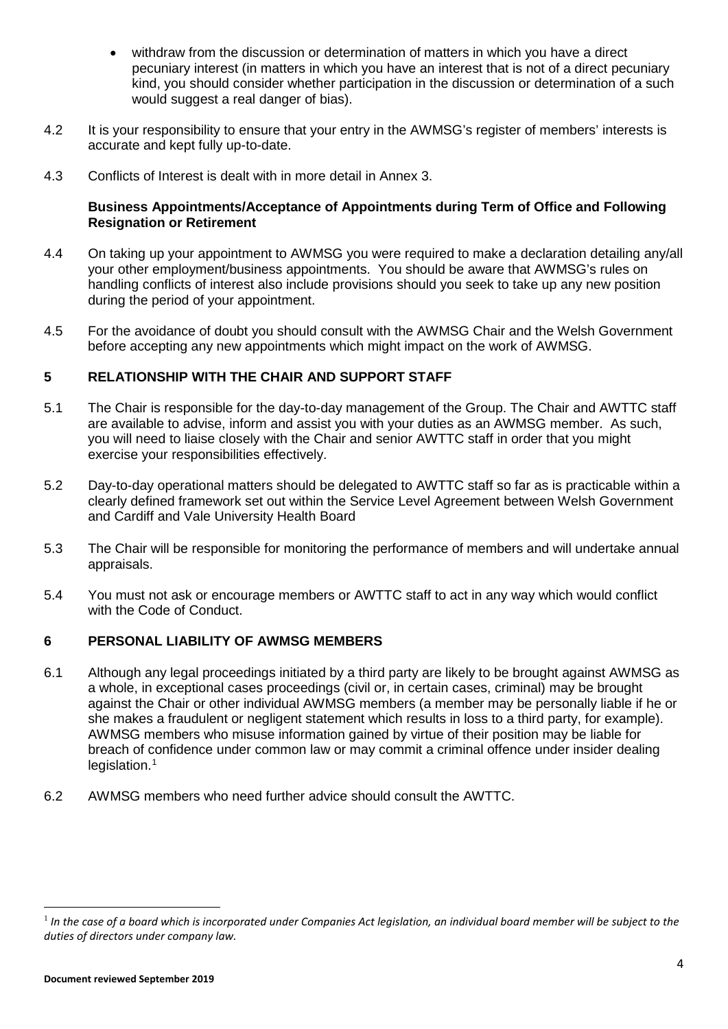- withdraw from the discussion or determination of matters in which you have a direct pecuniary interest (in matters in which you have an interest that is not of a direct pecuniary kind, you should consider whether participation in the discussion or determination of a such would suggest a real danger of bias).

4.2 It is your responsibility to ensure that your entry in the AWMSG's register of members' interests is accurate and kept fully up-to-date.

4.3 Conflicts of Interest is dealt with in more detail in Annex 3.

**Business Appointments/Acceptance of Appointments during Term of Office and Following Resignation or Retirement**

4.4 On taking up your appointment to AWMSG you were required to make a declaration detailing any/all your other employment/business appointments. You should be aware that AWMSG's rules on handling conflicts of interest also include provisions should you seek to take up any new position during the period of your appointment.

4.5 For the avoidance of doubt you should consult with the AWMSG Chair and the Welsh Government before accepting any new appointments which might impact on the work of AWMSG.

## 5 RELATIONSHIP WITH THE CHAIR AND SUPPORT STAFF

5.1 The Chair is responsible for the day-to-day management of the Group. The Chair and AWTTC staff are available to advise, inform and assist you with your duties as an AWMSG member. As such, you will need to liaise closely with the Chair and senior AWTTC staff in order that you might exercise your responsibilities effectively.

5.2 Day-to-day operational matters should be delegated to AWTTC staff so far as is practicable within a clearly defined framework set out within the Service Level Agreement between Welsh Government and Cardiff and Vale University Health Board

5.3 The Chair will be responsible for monitoring the performance of members and will undertake annual appraisals.

5.4 You must not ask or encourage members or AWTTC staff to act in any way which would conflict with the Code of Conduct.

## 6 PERSONAL LIABILITY OF AWMSG MEMBERS

6.1 Although any legal proceedings initiated by a third party are likely to be brought against AWMSG as a whole, in exceptional cases proceedings (civil or, in certain cases, criminal) may be brought against the Chair or other individual AWMSG members (a member may be personally liable if he or she makes a fraudulent or negligent statement which results in loss to a third party, for example). AWMSG members who misuse information gained by virtue of their position may be liable for breach of confidence under common law or may commit a criminal offence under insider dealing legislation.[1]

6.2 AWMSG members who need further advice should consult the AWTTC.

---

[1] *In the case of a board which is incorporated under Companies Act legislation, an individual board member will be subject to the duties of directors under company law.*

**Document reviewed September 2019**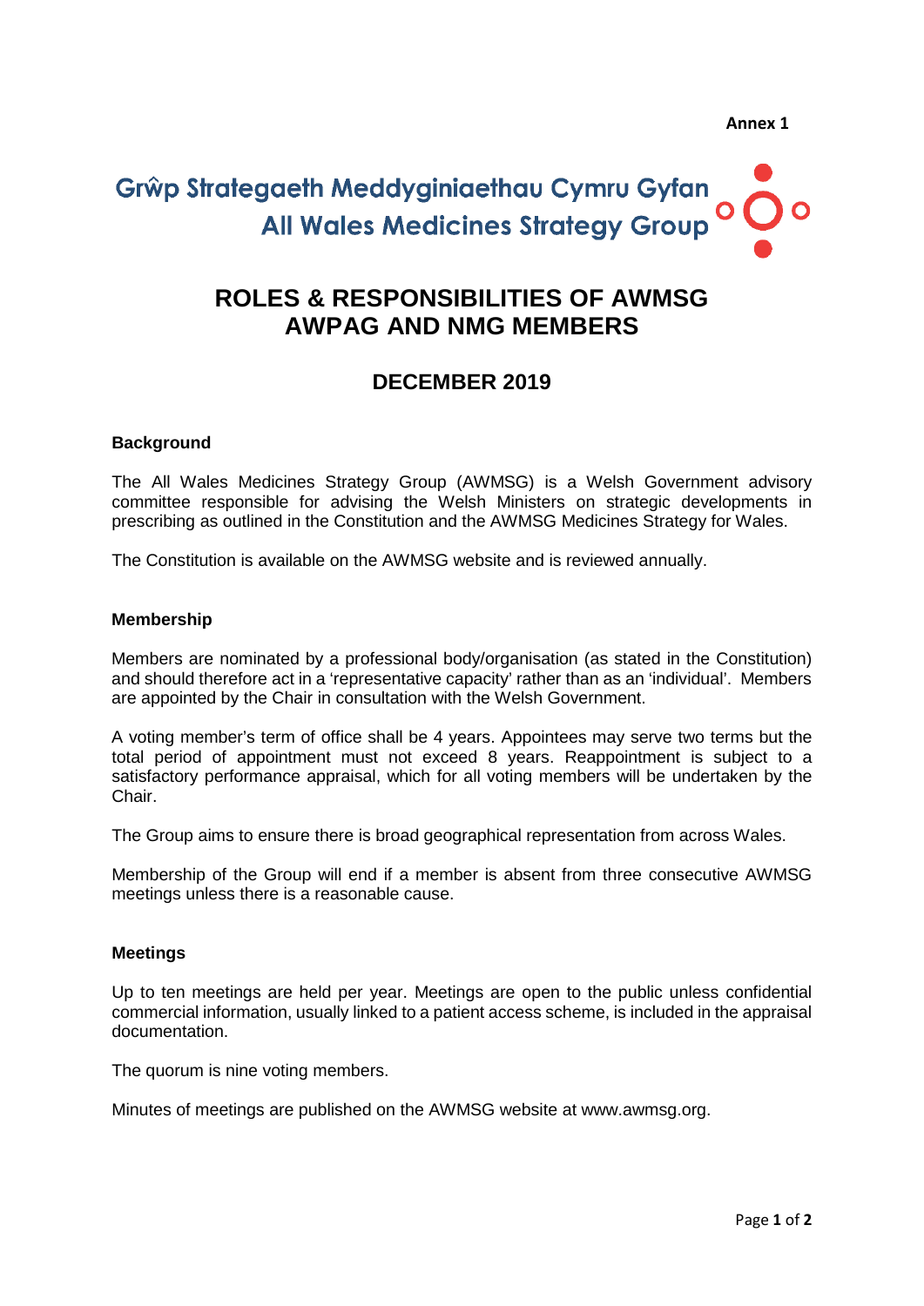Annex 1

Grŵp Strategaeth Meddyginiaethau Cymru Gyfan
All Wales Medicines Strategy Group

# ROLES & RESPONSIBILITIES OF AWMSG AWPAG AND NMG MEMBERS

## DECEMBER 2019

**Background**

The All Wales Medicines Strategy Group (AWMSG) is a Welsh Government advisory committee responsible for advising the Welsh Ministers on strategic developments in prescribing as outlined in the Constitution and the AWMSG Medicines Strategy for Wales.

The Constitution is available on the AWMSG website and is reviewed annually.

**Membership**

Members are nominated by a professional body/organisation (as stated in the Constitution) and should therefore act in a 'representative capacity' rather than as an 'individual'. Members are appointed by the Chair in consultation with the Welsh Government.

A voting member's term of office shall be 4 years. Appointees may serve two terms but the total period of appointment must not exceed 8 years. Reappointment is subject to a satisfactory performance appraisal, which for all voting members will be undertaken by the Chair.

The Group aims to ensure there is broad geographical representation from across Wales.

Membership of the Group will end if a member is absent from three consecutive AWMSG meetings unless there is a reasonable cause.

**Meetings**

Up to ten meetings are held per year. Meetings are open to the public unless confidential commercial information, usually linked to a patient access scheme, is included in the appraisal documentation.

The quorum is nine voting members.

Minutes of meetings are published on the AWMSG website at www.awmsg.org.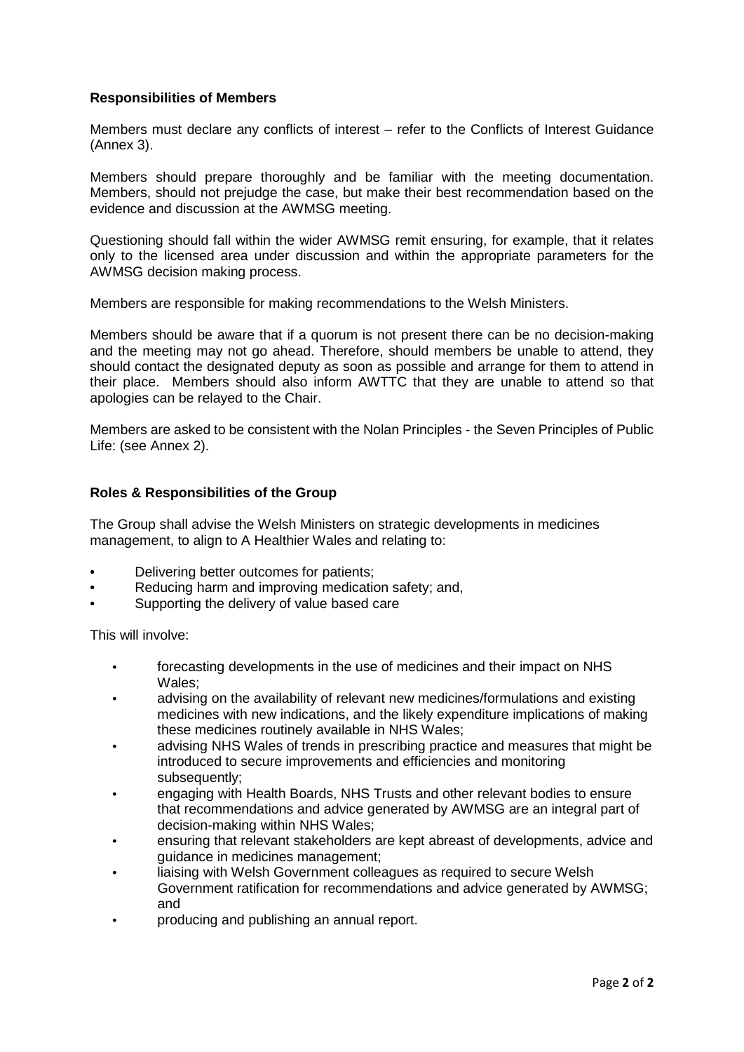**Responsibilities of Members**

Members must declare any conflicts of interest – refer to the Conflicts of Interest Guidance (Annex 3).

Members should prepare thoroughly and be familiar with the meeting documentation. Members, should not prejudge the case, but make their best recommendation based on the evidence and discussion at the AWMSG meeting.

Questioning should fall within the wider AWMSG remit ensuring, for example, that it relates only to the licensed area under discussion and within the appropriate parameters for the AWMSG decision making process.

Members are responsible for making recommendations to the Welsh Ministers.

Members should be aware that if a quorum is not present there can be no decision-making and the meeting may not go ahead. Therefore, should members be unable to attend, they should contact the designated deputy as soon as possible and arrange for them to attend in their place. Members should also inform AWTTC that they are unable to attend so that apologies can be relayed to the Chair.

Members are asked to be consistent with the Nolan Principles - the Seven Principles of Public Life: (see Annex 2).

**Roles & Responsibilities of the Group**

The Group shall advise the Welsh Ministers on strategic developments in medicines management, to align to A Healthier Wales and relating to:

- Delivering better outcomes for patients;
- Reducing harm and improving medication safety; and,
- Supporting the delivery of value based care

This will involve:

- forecasting developments in the use of medicines and their impact on NHS Wales;
- advising on the availability of relevant new medicines/formulations and existing medicines with new indications, and the likely expenditure implications of making these medicines routinely available in NHS Wales;
- advising NHS Wales of trends in prescribing practice and measures that might be introduced to secure improvements and efficiencies and monitoring subsequently;
- engaging with Health Boards, NHS Trusts and other relevant bodies to ensure that recommendations and advice generated by AWMSG are an integral part of decision-making within NHS Wales;
- ensuring that relevant stakeholders are kept abreast of developments, advice and guidance in medicines management;
- liaising with Welsh Government colleagues as required to secure Welsh Government ratification for recommendations and advice generated by AWMSG; and
- producing and publishing an annual report.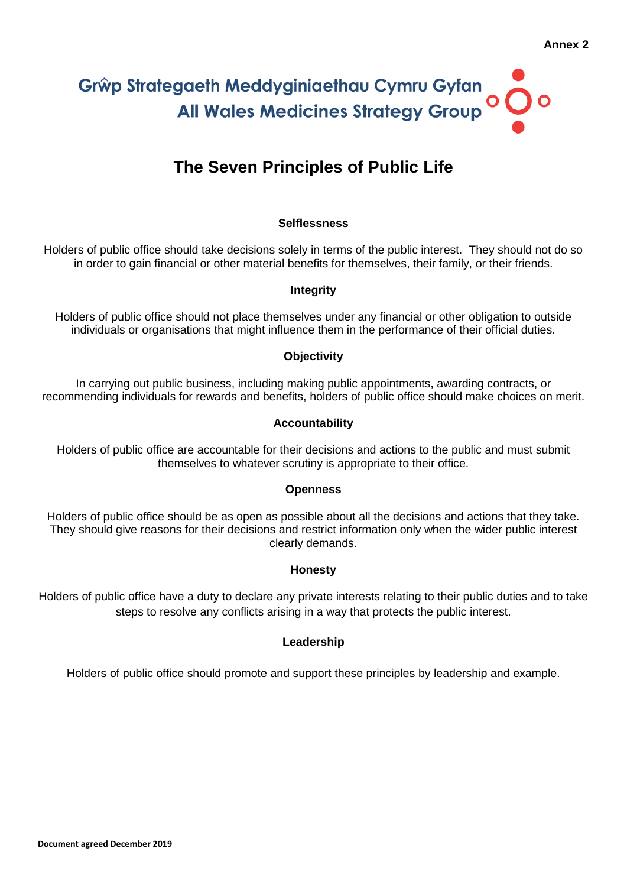**Annex 2**

Grŵp Strategaeth Meddyginiaethau Cymru Gyfan
All Wales Medicines Strategy Group

# The Seven Principles of Public Life

**Selflessness**

Holders of public office should take decisions solely in terms of the public interest. They should not do so in order to gain financial or other material benefits for themselves, their family, or their friends.

**Integrity**

Holders of public office should not place themselves under any financial or other obligation to outside individuals or organisations that might influence them in the performance of their official duties.

**Objectivity**

In carrying out public business, including making public appointments, awarding contracts, or recommending individuals for rewards and benefits, holders of public office should make choices on merit.

**Accountability**

Holders of public office are accountable for their decisions and actions to the public and must submit themselves to whatever scrutiny is appropriate to their office.

**Openness**

Holders of public office should be as open as possible about all the decisions and actions that they take. They should give reasons for their decisions and restrict information only when the wider public interest clearly demands.

**Honesty**

Holders of public office have a duty to declare any private interests relating to their public duties and to take steps to resolve any conflicts arising in a way that protects the public interest.

**Leadership**

Holders of public office should promote and support these principles by leadership and example.

**Document agreed December 2019**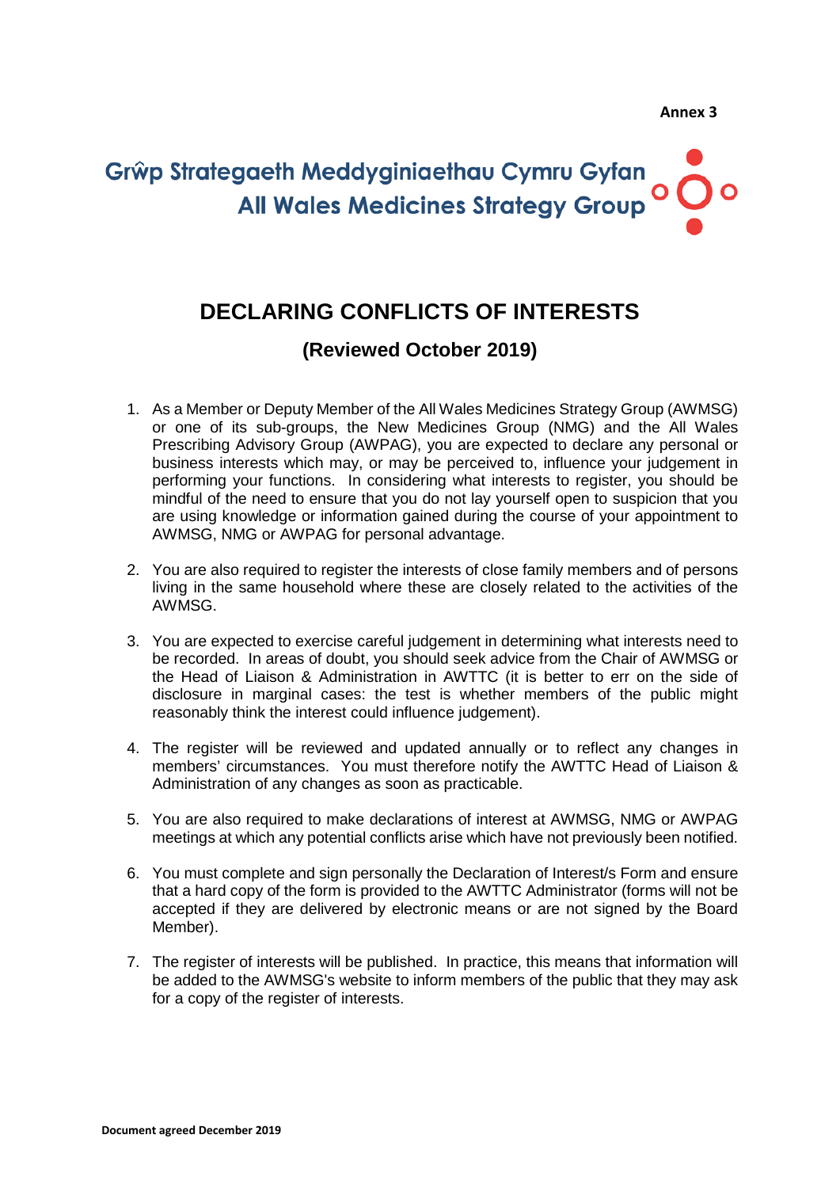**Annex 3**

Grŵp Strategaeth Meddyginiaethau Cymru Gyfan
All Wales Medicines Strategy Group

# DECLARING CONFLICTS OF INTERESTS

## (Reviewed October 2019)

1. As a Member or Deputy Member of the All Wales Medicines Strategy Group (AWMSG) or one of its sub-groups, the New Medicines Group (NMG) and the All Wales Prescribing Advisory Group (AWPAG), you are expected to declare any personal or business interests which may, or may be perceived to, influence your judgement in performing your functions. In considering what interests to register, you should be mindful of the need to ensure that you do not lay yourself open to suspicion that you are using knowledge or information gained during the course of your appointment to AWMSG, NMG or AWPAG for personal advantage.

2. You are also required to register the interests of close family members and of persons living in the same household where these are closely related to the activities of the AWMSG.

3. You are expected to exercise careful judgement in determining what interests need to be recorded. In areas of doubt, you should seek advice from the Chair of AWMSG or the Head of Liaison & Administration in AWTTC (it is better to err on the side of disclosure in marginal cases: the test is whether members of the public might reasonably think the interest could influence judgement).

4. The register will be reviewed and updated annually or to reflect any changes in members' circumstances. You must therefore notify the AWTTC Head of Liaison & Administration of any changes as soon as practicable.

5. You are also required to make declarations of interest at AWMSG, NMG or AWPAG meetings at which any potential conflicts arise which have not previously been notified.

6. You must complete and sign personally the Declaration of Interest/s Form and ensure that a hard copy of the form is provided to the AWTTC Administrator (forms will not be accepted if they are delivered by electronic means or are not signed by the Board Member).

7. The register of interests will be published. In practice, this means that information will be added to the AWMSG's website to inform members of the public that they may ask for a copy of the register of interests.

**Document agreed December 2019**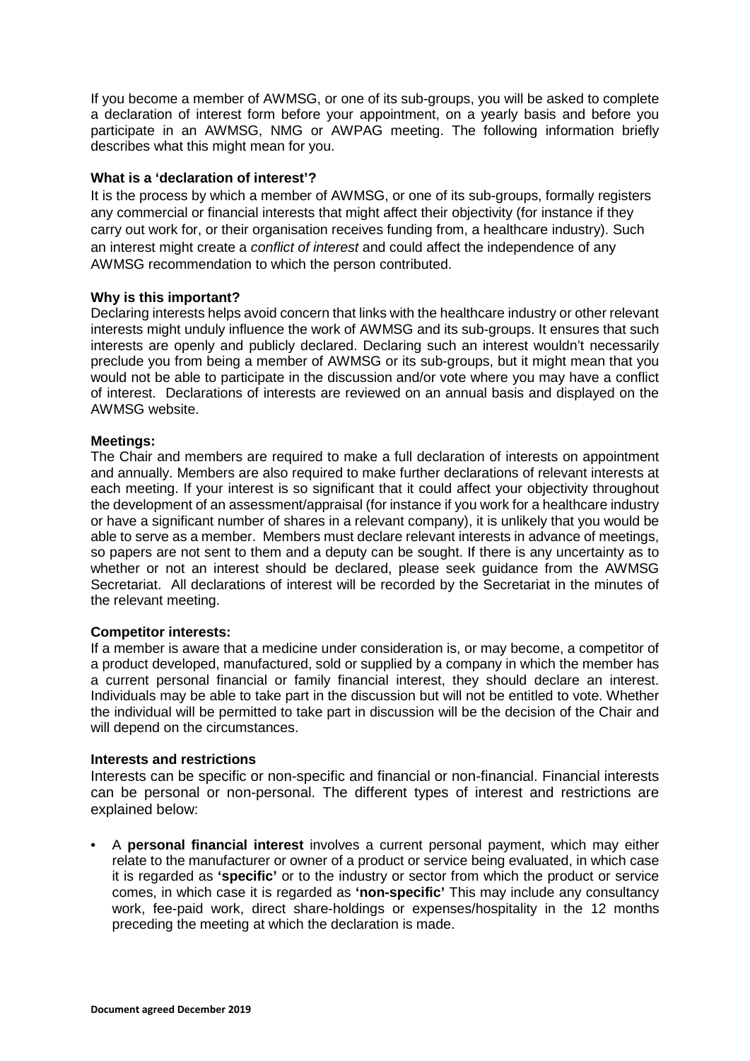If you become a member of AWMSG, or one of its sub-groups, you will be asked to complete a declaration of interest form before your appointment, on a yearly basis and before you participate in an AWMSG, NMG or AWPAG meeting. The following information briefly describes what this might mean for you.

**What is a 'declaration of interest'?**

It is the process by which a member of AWMSG, or one of its sub-groups, formally registers any commercial or financial interests that might affect their objectivity (for instance if they carry out work for, or their organisation receives funding from, a healthcare industry). Such an interest might create a *conflict of interest* and could affect the independence of any AWMSG recommendation to which the person contributed.

**Why is this important?**

Declaring interests helps avoid concern that links with the healthcare industry or other relevant interests might unduly influence the work of AWMSG and its sub-groups. It ensures that such interests are openly and publicly declared. Declaring such an interest wouldn't necessarily preclude you from being a member of AWMSG or its sub-groups, but it might mean that you would not be able to participate in the discussion and/or vote where you may have a conflict of interest. Declarations of interests are reviewed on an annual basis and displayed on the AWMSG website.

**Meetings:**

The Chair and members are required to make a full declaration of interests on appointment and annually. Members are also required to make further declarations of relevant interests at each meeting. If your interest is so significant that it could affect your objectivity throughout the development of an assessment/appraisal (for instance if you work for a healthcare industry or have a significant number of shares in a relevant company), it is unlikely that you would be able to serve as a member. Members must declare relevant interests in advance of meetings, so papers are not sent to them and a deputy can be sought. If there is any uncertainty as to whether or not an interest should be declared, please seek guidance from the AWMSG Secretariat. All declarations of interest will be recorded by the Secretariat in the minutes of the relevant meeting.

**Competitor interests:**

If a member is aware that a medicine under consideration is, or may become, a competitor of a product developed, manufactured, sold or supplied by a company in which the member has a current personal financial or family financial interest, they should declare an interest. Individuals may be able to take part in the discussion but will not be entitled to vote. Whether the individual will be permitted to take part in discussion will be the decision of the Chair and will depend on the circumstances.

**Interests and restrictions**

Interests can be specific or non-specific and financial or non-financial. Financial interests can be personal or non-personal. The different types of interest and restrictions are explained below:

- A **personal financial interest** involves a current personal payment, which may either relate to the manufacturer or owner of a product or service being evaluated, in which case it is regarded as **'specific'** or to the industry or sector from which the product or service comes, in which case it is regarded as **'non-specific'** This may include any consultancy work, fee-paid work, direct share-holdings or expenses/hospitality in the 12 months preceding the meeting at which the declaration is made.

Document agreed December 2019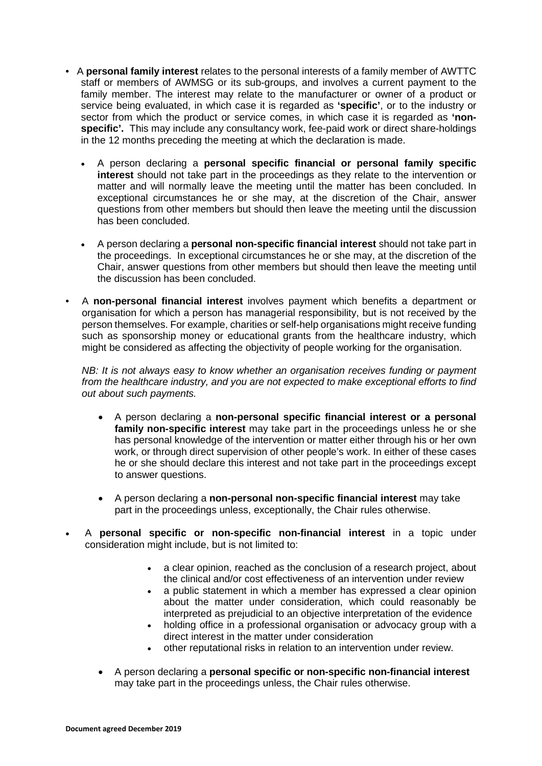- A **personal family interest** relates to the personal interests of a family member of AWTTC staff or members of AWMSG or its sub-groups, and involves a current payment to the family member. The interest may relate to the manufacturer or owner of a product or service being evaluated, in which case it is regarded as **'specific'**, or to the industry or sector from which the product or service comes, in which case it is regarded as **'non-specific'.** This may include any consultancy work, fee-paid work or direct share-holdings in the 12 months preceding the meeting at which the declaration is made.

  - A person declaring a **personal specific financial or personal family specific interest** should not take part in the proceedings as they relate to the intervention or matter and will normally leave the meeting until the matter has been concluded. In exceptional circumstances he or she may, at the discretion of the Chair, answer questions from other members but should then leave the meeting until the discussion has been concluded.

  - A person declaring a **personal non-specific financial interest** should not take part in the proceedings. In exceptional circumstances he or she may, at the discretion of the Chair, answer questions from other members but should then leave the meeting until the discussion has been concluded.

- A **non-personal financial interest** involves payment which benefits a department or organisation for which a person has managerial responsibility, but is not received by the person themselves. For example, charities or self-help organisations might receive funding such as sponsorship money or educational grants from the healthcare industry, which might be considered as affecting the objectivity of people working for the organisation.

  *NB: It is not always easy to know whether an organisation receives funding or payment from the healthcare industry, and you are not expected to make exceptional efforts to find out about such payments.*

  - A person declaring a **non-personal specific financial interest or a personal family non-specific interest** may take part in the proceedings unless he or she has personal knowledge of the intervention or matter either through his or her own work, or through direct supervision of other people's work. In either of these cases he or she should declare this interest and not take part in the proceedings except to answer questions.

  - A person declaring a **non-personal non-specific financial interest** may take part in the proceedings unless, exceptionally, the Chair rules otherwise.

- A **personal specific or non-specific non-financial interest** in a topic under consideration might include, but is not limited to:

  - a clear opinion, reached as the conclusion of a research project, about the clinical and/or cost effectiveness of an intervention under review
  - a public statement in which a member has expressed a clear opinion about the matter under consideration, which could reasonably be interpreted as prejudicial to an objective interpretation of the evidence
  - holding office in a professional organisation or advocacy group with a direct interest in the matter under consideration
  - other reputational risks in relation to an intervention under review.

  - A person declaring a **personal specific or non-specific non-financial interest** may take part in the proceedings unless, the Chair rules otherwise.

**Document agreed December 2019**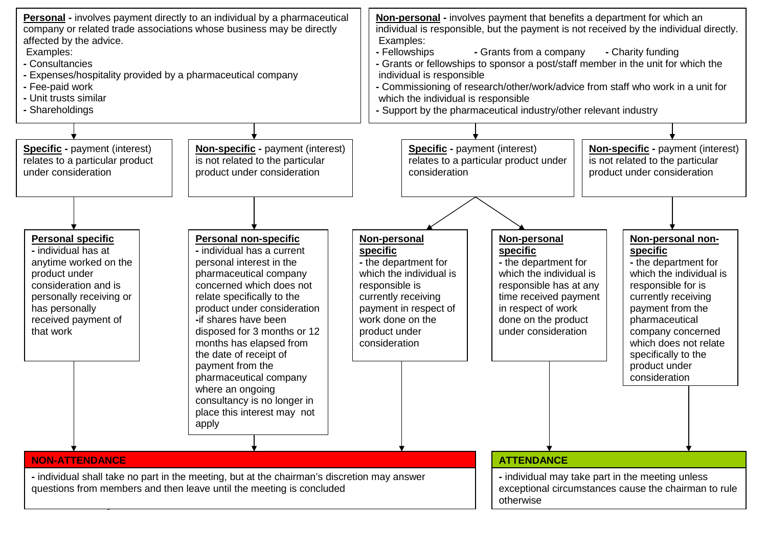**Personal** - involves payment directly to an individual by a pharmaceutical company or related trade associations whose business may be directly affected by the advice.
Examples:
- Consultancies
- Expenses/hospitality provided by a pharmaceutical company
- Fee-paid work
- Unit trusts similar
- Shareholdings

**Non-personal** - involves payment that benefits a department for which an individual is responsible, but the payment is not received by the individual directly.
Examples:
- Fellowships
- Grants from a company
- Charity funding
- Grants or fellowships to sponsor a post/staff member in the unit for which the individual is responsible
- Commissioning of research/other/work/advice from staff who work in a unit for which the individual is responsible
- Support by the pharmaceutical industry/other relevant industry

**Specific** - payment (interest) relates to a particular product under consideration

**Non-specific** - payment (interest) is not related to the particular product under consideration

**Specific** - payment (interest) relates to a particular product under consideration

**Non-specific** - payment (interest) is not related to the particular product under consideration

**Personal specific**
- individual has at anytime worked on the product under consideration and is personally receiving or has personally received payment of that work

**Personal non-specific**
- individual has a current personal interest in the pharmaceutical company concerned which does not relate specifically to the product under consideration
- if shares have been disposed for 3 months or 12 months has elapsed from the date of receipt of payment from the pharmaceutical company where an ongoing consultancy is no longer in place this interest may not apply

**Non-personal specific**
- the department for which the individual is responsible is currently receiving payment in respect of work done on the product under consideration

**Non-personal specific**
- the department for which the individual is responsible has at any time received payment in respect of work done on the product under consideration

**Non-personal non-specific**
- the department for which the individual is responsible for is currently receiving payment from the pharmaceutical company concerned which does not relate specifically to the product under consideration

**NON-ATTENDANCE**
- individual shall take no part in the meeting, but at the chairman's discretion may answer questions from members and then leave until the meeting is concluded

**ATTENDANCE**
- individual may take part in the meeting unless exceptional circumstances cause the chairman to rule otherwise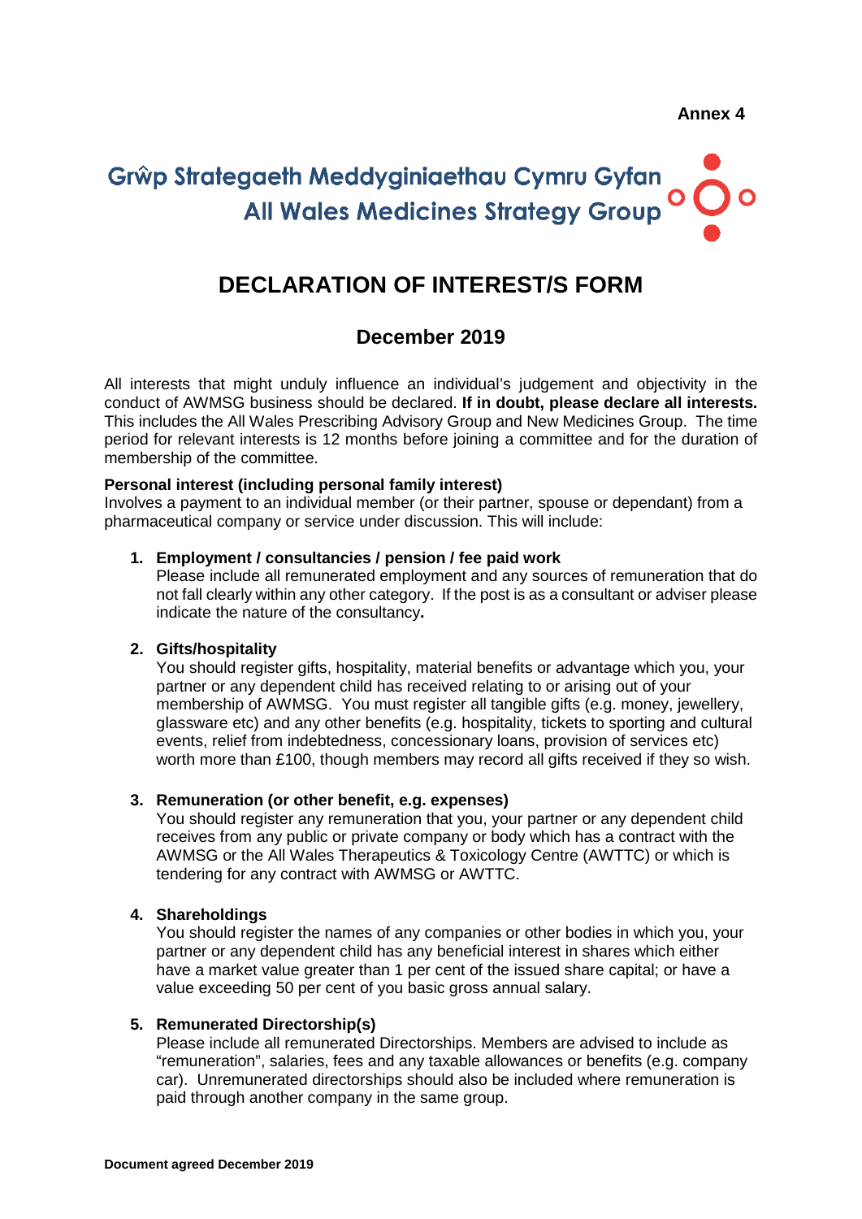Annex 4

Grŵp Strategaeth Meddyginiaethau Cymru Gyfan
All Wales Medicines Strategy Group

# DECLARATION OF INTEREST/S FORM

## December 2019

All interests that might unduly influence an individual's judgement and objectivity in the conduct of AWMSG business should be declared. **If in doubt, please declare all interests.** This includes the All Wales Prescribing Advisory Group and New Medicines Group. The time period for relevant interests is 12 months before joining a committee and for the duration of membership of the committee.

**Personal interest (including personal family interest)**
Involves a payment to an individual member (or their partner, spouse or dependant) from a pharmaceutical company or service under discussion. This will include:

1. **Employment / consultancies / pension / fee paid work**
   Please include all remunerated employment and any sources of remuneration that do not fall clearly within any other category. If the post is as a consultant or adviser please indicate the nature of the consultancy**.**

2. **Gifts/hospitality**
   You should register gifts, hospitality, material benefits or advantage which you, your partner or any dependent child has received relating to or arising out of your membership of AWMSG. You must register all tangible gifts (e.g. money, jewellery, glassware etc) and any other benefits (e.g. hospitality, tickets to sporting and cultural events, relief from indebtedness, concessionary loans, provision of services etc) worth more than £100, though members may record all gifts received if they so wish.

3. **Remuneration (or other benefit, e.g. expenses)**
   You should register any remuneration that you, your partner or any dependent child receives from any public or private company or body which has a contract with the AWMSG or the All Wales Therapeutics & Toxicology Centre (AWTTC) or which is tendering for any contract with AWMSG or AWTTC.

4. **Shareholdings**
   You should register the names of any companies or other bodies in which you, your partner or any dependent child has any beneficial interest in shares which either have a market value greater than 1 per cent of the issued share capital; or have a value exceeding 50 per cent of you basic gross annual salary.

5. **Remunerated Directorship(s)**
   Please include all remunerated Directorships. Members are advised to include as "remuneration", salaries, fees and any taxable allowances or benefits (e.g. company car). Unremunerated directorships should also be included where remuneration is paid through another company in the same group.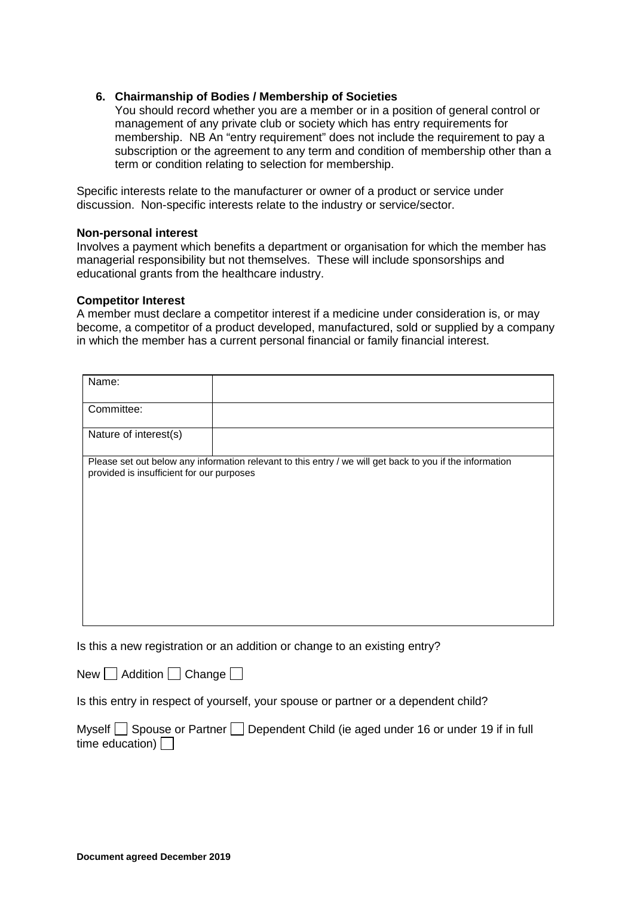6. **Chairmanship of Bodies / Membership of Societies**
   You should record whether you are a member or in a position of general control or management of any private club or society which has entry requirements for membership. NB An "entry requirement" does not include the requirement to pay a subscription or the agreement to any term and condition of membership other than a term or condition relating to selection for membership.

Specific interests relate to the manufacturer or owner of a product or service under discussion. Non-specific interests relate to the industry or service/sector.

**Non-personal interest**
Involves a payment which benefits a department or organisation for which the member has managerial responsibility but not themselves. These will include sponsorships and educational grants from the healthcare industry.

**Competitor Interest**
A member must declare a competitor interest if a medicine under consideration is, or may become, a competitor of a product developed, manufactured, sold or supplied by a company in which the member has a current personal financial or family financial interest.

| Name: | |
|---|---|
| Committee: | |
| Nature of interest(s) | |
| Please set out below any information relevant to this entry / we will get back to you if the information provided is insufficient for our purposes | |

Is this a new registration or an addition or change to an existing entry?

New ☐ Addition ☐ Change ☐

Is this entry in respect of yourself, your spouse or partner or a dependent child?

Myself ☐ Spouse or Partner ☐ Dependent Child (ie aged under 16 or under 19 if in full time education) ☐

**Document agreed December 2019**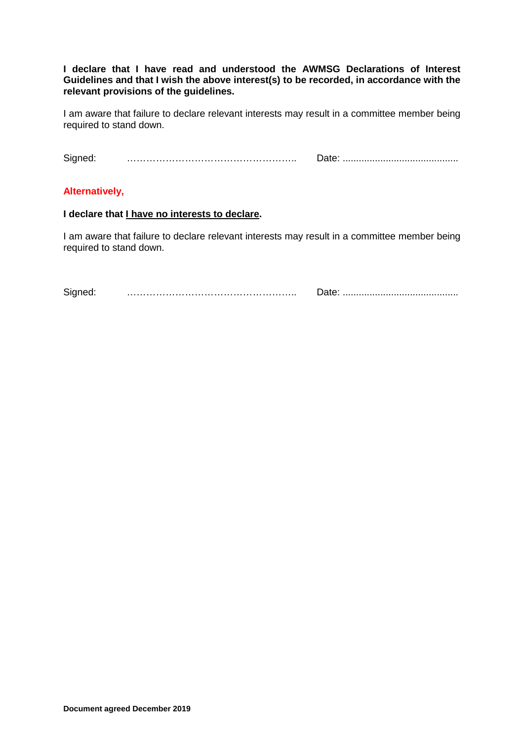**I declare that I have read and understood the AWMSG Declarations of Interest Guidelines and that I wish the above interest(s) to be recorded, in accordance with the relevant provisions of the guidelines.**

I am aware that failure to declare relevant interests may result in a committee member being required to stand down.

Signed: …………………………………………….. Date: ..........................................

**Alternatively,**

**I declare that I have no interests to declare.**

I am aware that failure to declare relevant interests may result in a committee member being required to stand down.

Signed: …………………………………………….. Date: ..........................................

**Document agreed December 2019**